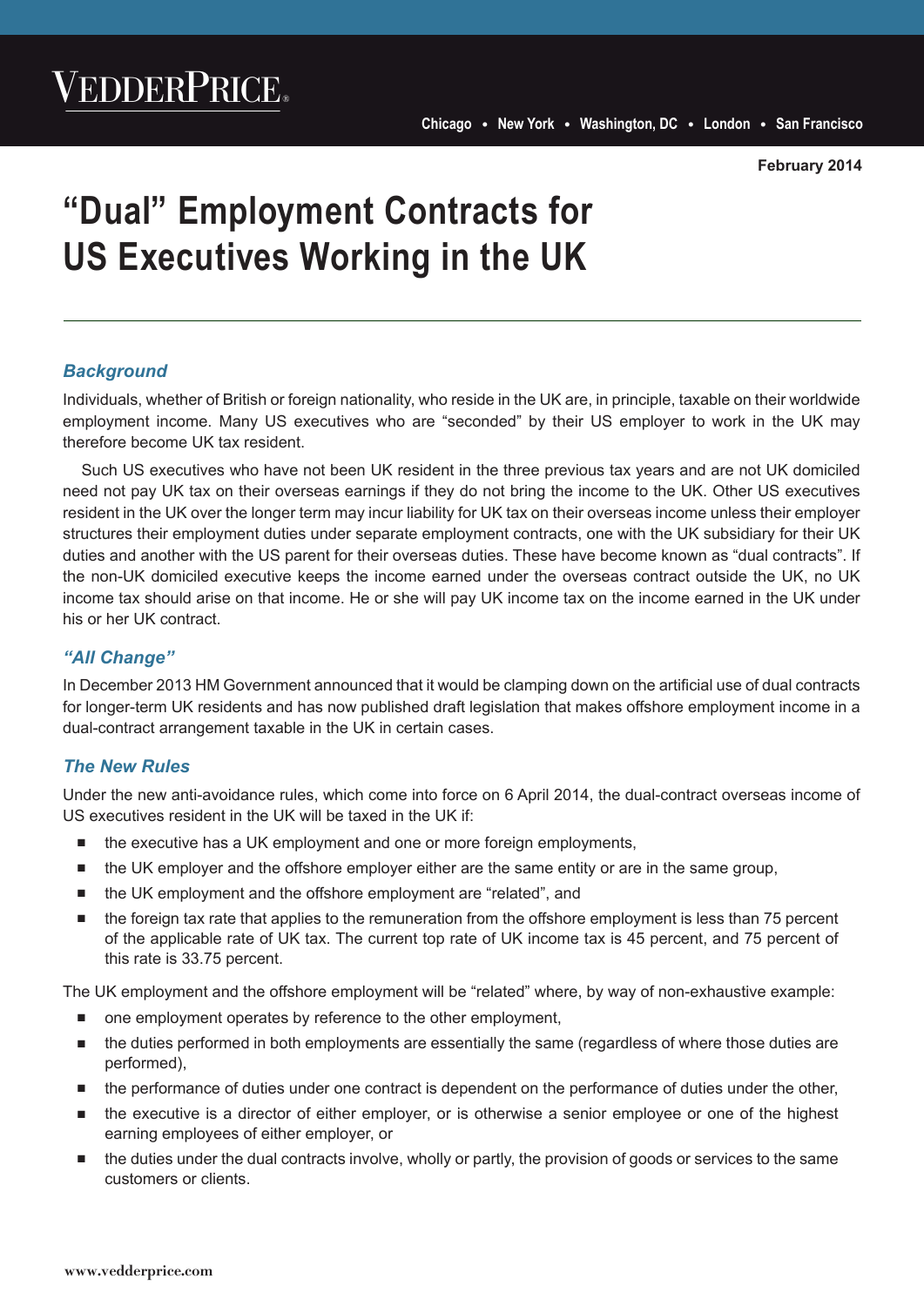February 2014

# "Dual" Employment Contracts for US Executives Working in the UK

## *Background*

Individuals, whether of British or foreign nationality, who reside in the UK are, in principle, taxable on their worldwide employment income. Many US executives who are "seconded" by their US employer to work in the UK may therefore become UK tax resident.

Such US executives who have not been UK resident in the three previous tax years and are not UK domiciled need not pay UK tax on their overseas earnings if they do not bring the income to the UK. Other US executives resident in the UK over the longer term may incur liability for UK tax on their overseas income unless their employer structures their employment duties under separate employment contracts, one with the UK subsidiary for their UK duties and another with the US parent for their overseas duties. These have become known as "dual contracts". If the non-UK domiciled executive keeps the income earned under the overseas contract outside the UK, no UK income tax should arise on that income. He or she will pay UK income tax on the income earned in the UK under his or her UK contract.

## *"All Change"*

In December 2013 HM Government announced that it would be clamping down on the artificial use of dual contracts for longer-term UK residents and has now published draft legislation that makes offshore employment income in a dual-contract arrangement taxable in the UK in certain cases.

## *The New Rules*

Under the new anti-avoidance rules, which come into force on 6 April 2014, the dual-contract overseas income of US executives resident in the UK will be taxed in the UK if:

- the executive has a UK employment and one or more foreign employments,
- the UK employer and the offshore employer either are the same entity or are in the same group,
- the UK employment and the offshore employment are "related", and
- the foreign tax rate that applies to the remuneration from the offshore employment is less than 75 percent of the applicable rate of UK tax. The current top rate of UK income tax is 45 percent, and 75 percent of this rate is 33.75 percent.

The UK employment and the offshore employment will be "related" where, by way of non-exhaustive example:

- one employment operates by reference to the other employment,
- the duties performed in both employments are essentially the same (regardless of where those duties are performed),
- the performance of duties under one contract is dependent on the performance of duties under the other,
- the executive is a director of either employer, or is otherwise a senior employee or one of the highest earning employees of either employer, or
- the duties under the dual contracts involve, wholly or partly, the provision of goods or services to the same customers or clients.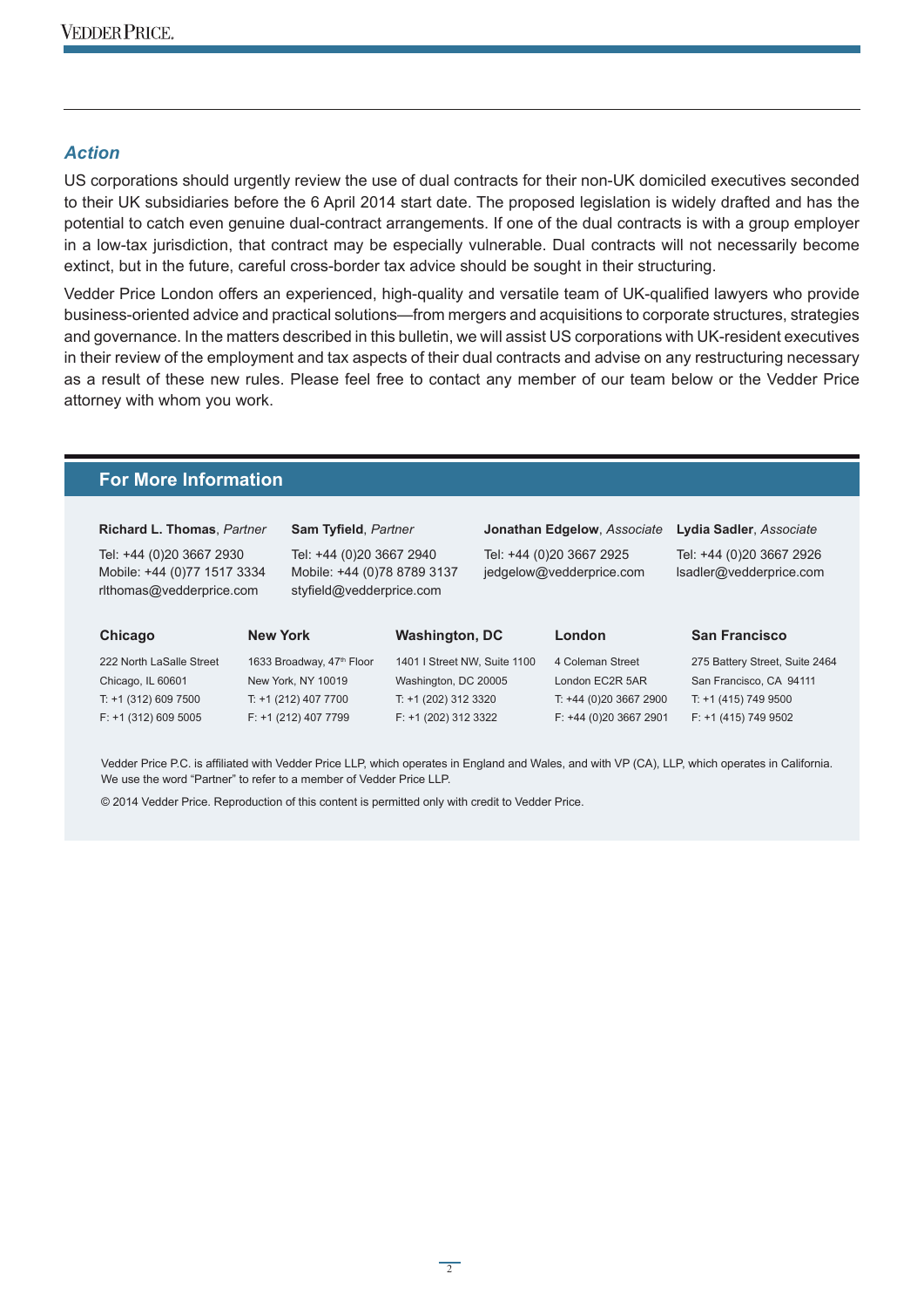### *Action*

US corporations should urgently review the use of dual contracts for their non-UK domiciled executives seconded to their UK subsidiaries before the 6 April 2014 start date. The proposed legislation is widely drafted and has the potential to catch even genuine dual-contract arrangements. If one of the dual contracts is with a group employer in a low-tax jurisdiction, that contract may be especially vulnerable. Dual contracts will not necessarily become extinct, but in the future, careful cross-border tax advice should be sought in their structuring.

Vedder Price London offers an experienced, high-quality and versatile team of UK-qualified lawyers who provide business-oriented advice and practical solutions—from mergers and acquisitions to corporate structures, strategies and governance. In the matters described in this bulletin, we will assist US corporations with UK-resident executives in their review of the employment and tax aspects of their dual contracts and advise on any restructuring necessary as a result of these new rules. Please feel free to contact any member of our team below or the Vedder Price attorney with whom you work.

## For More Information

**Richard L. Thomas**, *Partner*
Tel: +44 (0)20 3667 2930
Mobile: +44 (0)77 1517 3334
rlthomas@vedderprice.com

**Sam Tyfield**, *Partner*
Tel: +44 (0)20 3667 2940
Mobile: +44 (0)78 8789 3137
styfield@vedderprice.com

**Jonathan Edgelow**, *Associate*
Tel: +44 (0)20 3667 2925
jedgelow@vedderprice.com

**Lydia Sadler**, *Associate*
Tel: +44 (0)20 3667 2926
lsadler@vedderprice.com

**Chicago**
222 North LaSalle Street
Chicago, IL 60601
T: +1 (312) 609 7500
F: +1 (312) 609 5005

**New York**
1633 Broadway, 47th Floor
New York, NY 10019
T: +1 (212) 407 7700
F: +1 (212) 407 7799

**Washington, DC**
1401 I Street NW, Suite 1100
Washington, DC 20005
T: +1 (202) 312 3320
F: +1 (202) 312 3322

**London**
4 Coleman Street
London EC2R 5AR
T: +44 (0)20 3667 2900
F: +44 (0)20 3667 2901

**San Francisco**
275 Battery Street, Suite 2464
San Francisco, CA 94111
T: +1 (415) 749 9500
F: +1 (415) 749 9502

Vedder Price P.C. is affiliated with Vedder Price LLP, which operates in England and Wales, and with VP (CA), LLP, which operates in California. We use the word "Partner" to refer to a member of Vedder Price LLP.

© 2014 Vedder Price. Reproduction of this content is permitted only with credit to Vedder Price.